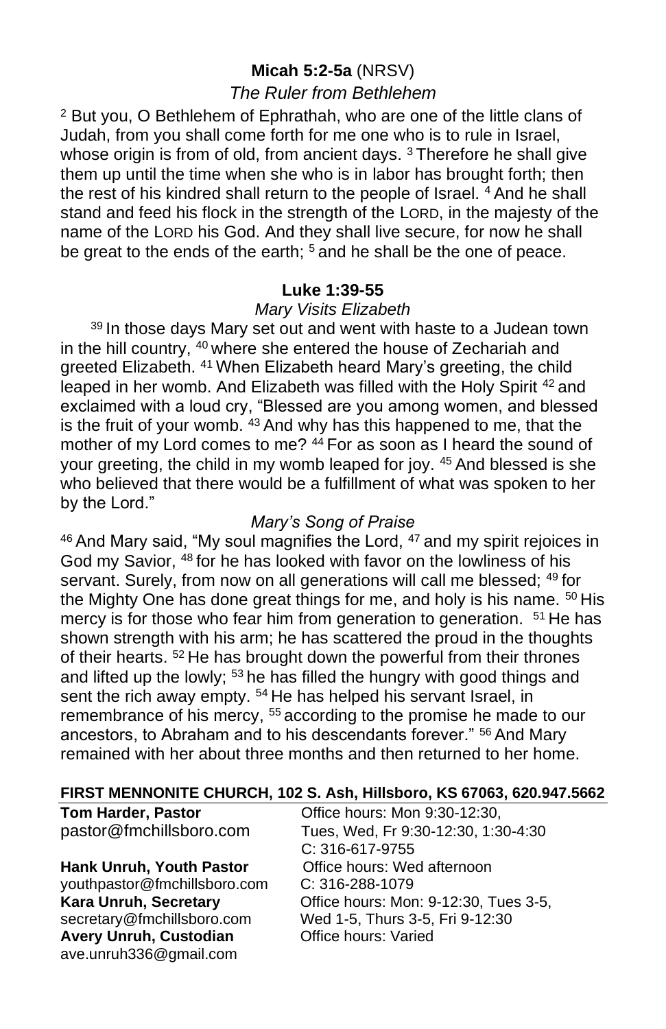## **Micah 5:2-5a** (NRSV)

*The Ruler from Bethlehem*

[2] But you, O Bethlehem of Ephrathah, who are one of the little clans of Judah, from you shall come forth for me one who is to rule in Israel, whose origin is from of old, from ancient days. [3] Therefore he shall give them up until the time when she who is in labor has brought forth; then the rest of his kindred shall return to the people of Israel. [4] And he shall stand and feed his flock in the strength of the LORD, in the majesty of the name of the LORD his God. And they shall live secure, for now he shall be great to the ends of the earth; [5] and he shall be the one of peace.

## **Luke 1:39-55**

*Mary Visits Elizabeth*

[39] In those days Mary set out and went with haste to a Judean town in the hill country, [40] where she entered the house of Zechariah and greeted Elizabeth. [41] When Elizabeth heard Mary's greeting, the child leaped in her womb. And Elizabeth was filled with the Holy Spirit [42] and exclaimed with a loud cry, "Blessed are you among women, and blessed is the fruit of your womb. [43] And why has this happened to me, that the mother of my Lord comes to me? [44] For as soon as I heard the sound of your greeting, the child in my womb leaped for joy. [45] And blessed is she who believed that there would be a fulfillment of what was spoken to her by the Lord."

*Mary's Song of Praise*

[46] And Mary said, "My soul magnifies the Lord, [47] and my spirit rejoices in God my Savior, [48] for he has looked with favor on the lowliness of his servant. Surely, from now on all generations will call me blessed; [49] for the Mighty One has done great things for me, and holy is his name. [50] His mercy is for those who fear him from generation to generation. [51] He has shown strength with his arm; he has scattered the proud in the thoughts of their hearts. [52] He has brought down the powerful from their thrones and lifted up the lowly; [53] he has filled the hungry with good things and sent the rich away empty. [54] He has helped his servant Israel, in remembrance of his mercy, [55] according to the promise he made to our ancestors, to Abraham and to his descendants forever." [56] And Mary remained with her about three months and then returned to her home.

**FIRST MENNONITE CHURCH, 102 S. Ash, Hillsboro, KS 67063, 620.947.5662**

**Tom Harder, Pastor**
pastor@fmchillsboro.com
Office hours: Mon 9:30-12:30, Tues, Wed, Fr 9:30-12:30, 1:30-4:30
C: 316-617-9755

**Hank Unruh, Youth Pastor**
youthpastor@fmchillsboro.com
Office hours: Wed afternoon
C: 316-288-1079

**Kara Unruh, Secretary**
secretary@fmchillsboro.com
Office hours: Mon: 9-12:30, Tues 3-5, Wed 1-5, Thurs 3-5, Fri 9-12:30

**Avery Unruh, Custodian**
ave.unruh336@gmail.com
Office hours: Varied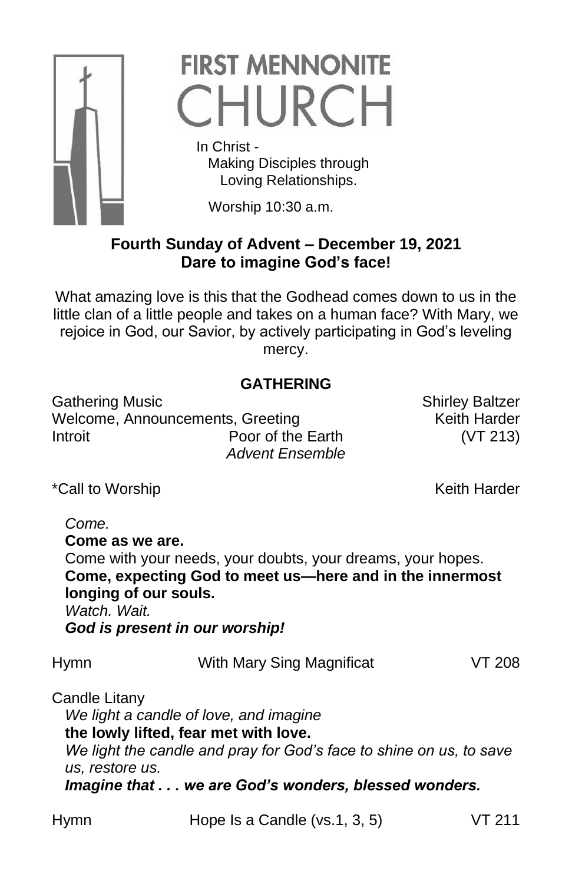# FIRST MENNONITE CHURCH

In Christ -
Making Disciples through
Loving Relationships.

Worship 10:30 a.m.

**Fourth Sunday of Advent – December 19, 2021**
**Dare to imagine God's face!**

What amazing love is this that the Godhead comes down to us in the little clan of a little people and takes on a human face? With Mary, we rejoice in God, our Savior, by actively participating in God's leveling mercy.

## GATHERING

Gathering Music — Shirley Baltzer
Welcome, Announcements, Greeting — Keith Harder
Introit — Poor of the Earth (VT 213)
*Advent Ensemble*

*Call to Worship — Keith Harder

*Come.*
**Come as we are.**
Come with your needs, your doubts, your dreams, your hopes.
**Come, expecting God to meet us—here and in the innermost longing of our souls.**
*Watch. Wait.*
***God is present in our worship!***

Hymn — With Mary Sing Magnificat — VT 208

Candle Litany
*We light a candle of love, and imagine*
**the lowly lifted, fear met with love.**
*We light the candle and pray for God's face to shine on us, to save us, restore us.*
***Imagine that . . . we are God's wonders, blessed wonders.***

Hymn — Hope Is a Candle (vs.1, 3, 5) — VT 211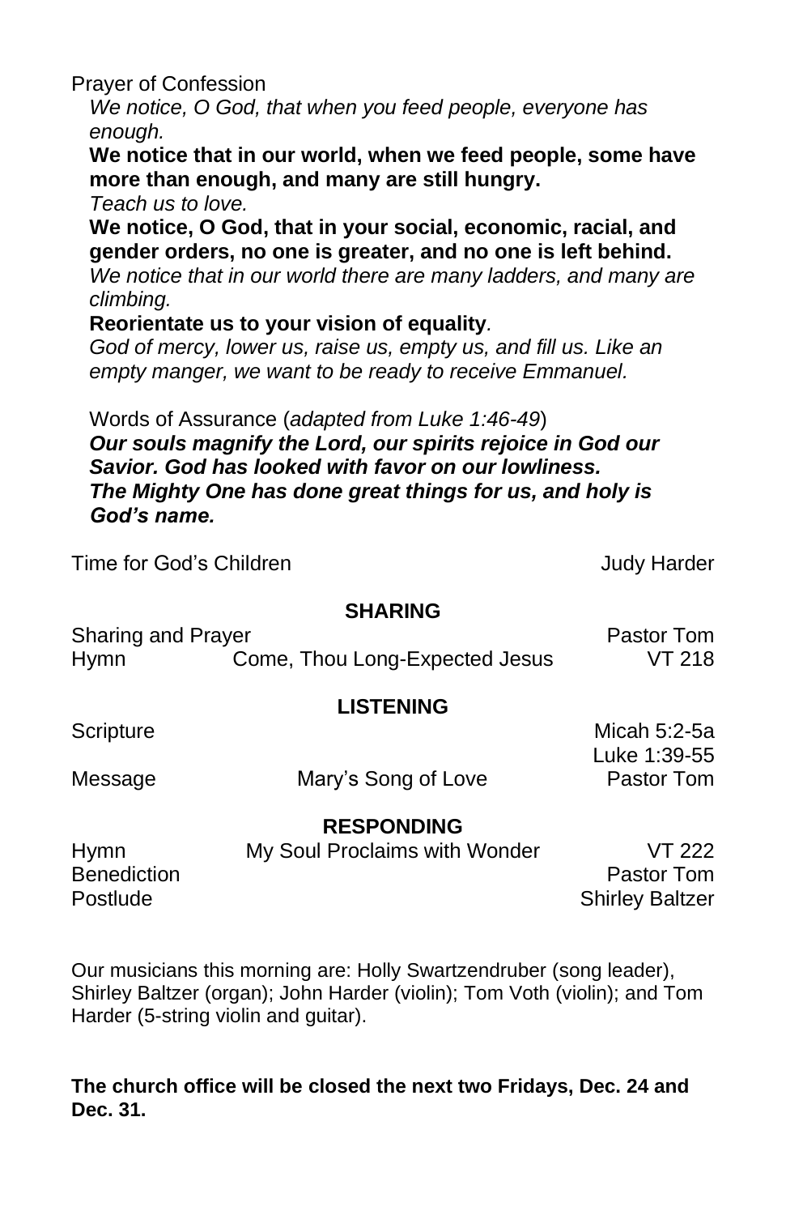Prayer of Confession

*We notice, O God, that when you feed people, everyone has enough.*

**We notice that in our world, when we feed people, some have more than enough, and many are still hungry.**

*Teach us to love.*

**We notice, O God, that in your social, economic, racial, and gender orders, no one is greater, and no one is left behind.**

*We notice that in our world there are many ladders, and many are climbing.*

**Reorientate us to your vision of equality***.*

*God of mercy, lower us, raise us, empty us, and fill us. Like an empty manger, we want to be ready to receive Emmanuel.*

Words of Assurance (*adapted from Luke 1:46-49*)

***Our souls magnify the Lord, our spirits rejoice in God our Savior. God has looked with favor on our lowliness. The Mighty One has done great things for us, and holy is God's name.***

Time for God's Children — Judy Harder

**SHARING**

Sharing and Prayer — Pastor Tom

Hymn — Come, Thou Long-Expected Jesus — VT 218

**LISTENING**

Scripture — Micah 5:2-5a, Luke 1:39-55

Message — Mary's Song of Love — Pastor Tom

**RESPONDING**

Hymn — My Soul Proclaims with Wonder — VT 222

Benediction — Pastor Tom

Postlude — Shirley Baltzer

Our musicians this morning are: Holly Swartzendruber (song leader), Shirley Baltzer (organ); John Harder (violin); Tom Voth (violin); and Tom Harder (5-string violin and guitar).

**The church office will be closed the next two Fridays, Dec. 24 and Dec. 31.**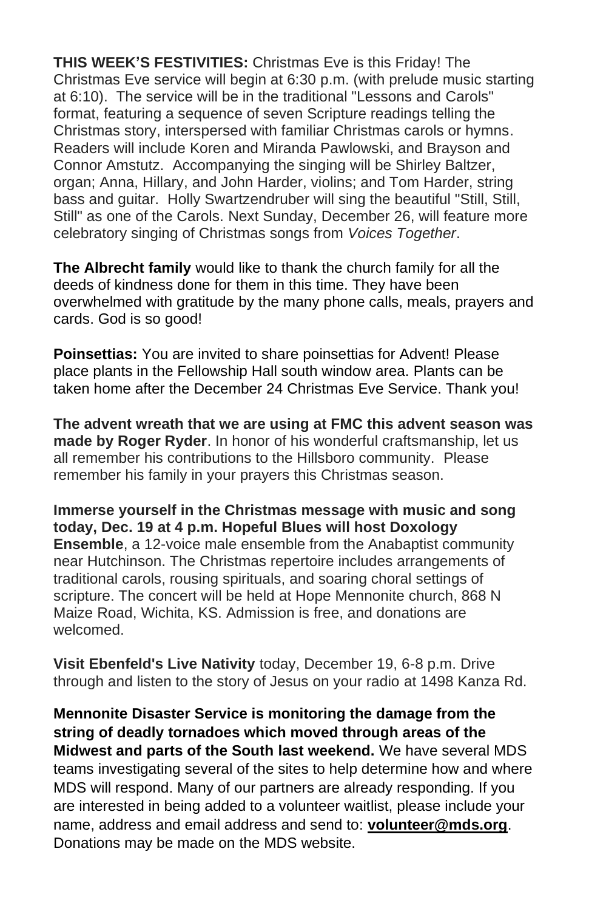**THIS WEEK'S FESTIVITIES:** Christmas Eve is this Friday! The Christmas Eve service will begin at 6:30 p.m. (with prelude music starting at 6:10). The service will be in the traditional "Lessons and Carols" format, featuring a sequence of seven Scripture readings telling the Christmas story, interspersed with familiar Christmas carols or hymns. Readers will include Koren and Miranda Pawlowski, and Brayson and Connor Amstutz. Accompanying the singing will be Shirley Baltzer, organ; Anna, Hillary, and John Harder, violins; and Tom Harder, string bass and guitar. Holly Swartzendruber will sing the beautiful "Still, Still, Still" as one of the Carols. Next Sunday, December 26, will feature more celebratory singing of Christmas songs from *Voices Together*.

**The Albrecht family** would like to thank the church family for all the deeds of kindness done for them in this time. They have been overwhelmed with gratitude by the many phone calls, meals, prayers and cards. God is so good!

**Poinsettias:** You are invited to share poinsettias for Advent! Please place plants in the Fellowship Hall south window area. Plants can be taken home after the December 24 Christmas Eve Service. Thank you!

**The advent wreath that we are using at FMC this advent season was made by Roger Ryder**. In honor of his wonderful craftsmanship, let us all remember his contributions to the Hillsboro community. Please remember his family in your prayers this Christmas season.

**Immerse yourself in the Christmas message with music and song today, Dec. 19 at 4 p.m. Hopeful Blues will host Doxology Ensemble**, a 12-voice male ensemble from the Anabaptist community near Hutchinson. The Christmas repertoire includes arrangements of traditional carols, rousing spirituals, and soaring choral settings of scripture. The concert will be held at Hope Mennonite church, 868 N Maize Road, Wichita, KS. Admission is free, and donations are welcomed.

**Visit Ebenfeld's Live Nativity** today, December 19, 6-8 p.m. Drive through and listen to the story of Jesus on your radio at 1498 Kanza Rd.

**Mennonite Disaster Service is monitoring the damage from the string of deadly tornadoes which moved through areas of the Midwest and parts of the South last weekend.** We have several MDS teams investigating several of the sites to help determine how and where MDS will respond. Many of our partners are already responding. If you are interested in being added to a volunteer waitlist, please include your name, address and email address and send to: **volunteer@mds.org**. Donations may be made on the MDS website.